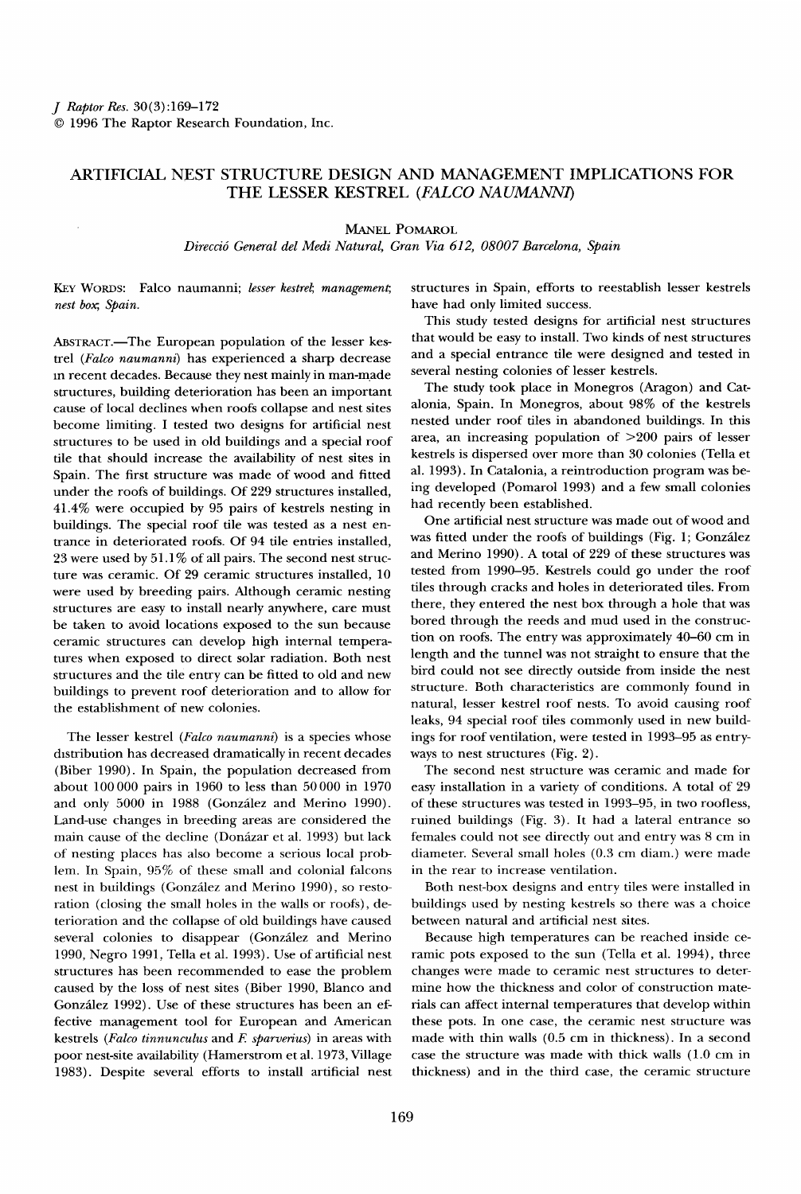# ARTIFICIAL NEST STRUCTURE DESIGN AND MANAGEMENT IMPLICATIONS FOR THE LESSER KESTREL (*FALCO NAUMANNI*)

MANEL POMAROL

*Direcció General del Medi Natural, Gran Via 612, 08007 Barcelona, Spain*

KEY WORDS: Falco naumanni; *lesser kestrel; management; nest box; Spain.*

ABSTRACT.—The European population of the lesser kestrel (*Falco naumanni*) has experienced a sharp decrease in recent decades. Because they nest mainly in man-made structures, building deterioration has been an important cause of local declines when roofs collapse and nest sites become limiting. I tested two designs for artificial nest structures to be used in old buildings and a special roof tile that should increase the availability of nest sites in Spain. The first structure was made of wood and fitted under the roofs of buildings. Of 229 structures installed, 41.4% were occupied by 95 pairs of kestrels nesting in buildings. The special roof tile was tested as a nest entrance in deteriorated roofs. Of 94 tile entries installed, 23 were used by 51.1% of all pairs. The second nest structure was ceramic. Of 29 ceramic structures installed, 10 were used by breeding pairs. Although ceramic nesting structures are easy to install nearly anywhere, care must be taken to avoid locations exposed to the sun because ceramic structures can develop high internal temperatures when exposed to direct solar radiation. Both nest structures and the tile entry can be fitted to old and new buildings to prevent roof deterioration and to allow for the establishment of new colonies.

The lesser kestrel (*Falco naumanni*) is a species whose distribution has decreased dramatically in recent decades (Biber 1990). In Spain, the population decreased from about 100 000 pairs in 1960 to less than 50 000 in 1970 and only 5000 in 1988 (González and Merino 1990). Land-use changes in breeding areas are considered the main cause of the decline (Donázar et al. 1993) but lack of nesting places has also become a serious local problem. In Spain, 95% of these small and colonial falcons nest in buildings (González and Merino 1990), so restoration (closing the small holes in the walls or roofs), deterioration and the collapse of old buildings have caused several colonies to disappear (González and Merino 1990, Negro 1991, Tella et al. 1993). Use of artificial nest structures has been recommended to ease the problem caused by the loss of nest sites (Biber 1990, Blanco and González 1992). Use of these structures has been an effective management tool for European and American kestrels (*Falco tinnunculus* and *F. sparverius*) in areas with poor nest-site availability (Hamerstrom et al. 1973, Village 1983). Despite several efforts to install artificial nest structures in Spain, efforts to reestablish lesser kestrels have had only limited success.

This study tested designs for artificial nest structures that would be easy to install. Two kinds of nest structures and a special entrance tile were designed and tested in several nesting colonies of lesser kestrels.

The study took place in Monegros (Aragon) and Catalonia, Spain. In Monegros, about 98% of the kestrels nested under roof tiles in abandoned buildings. In this area, an increasing population of >200 pairs of lesser kestrels is dispersed over more than 30 colonies (Tella et al. 1993). In Catalonia, a reintroduction program was being developed (Pomarol 1993) and a few small colonies had recently been established.

One artificial nest structure was made out of wood and was fitted under the roofs of buildings (Fig. 1; González and Merino 1990). A total of 229 of these structures was tested from 1990–95. Kestrels could go under the roof tiles through cracks and holes in deteriorated tiles. From there, they entered the nest box through a hole that was bored through the reeds and mud used in the construction on roofs. The entry was approximately 40–60 cm in length and the tunnel was not straight to ensure that the bird could not see directly outside from inside the nest structure. Both characteristics are commonly found in natural, lesser kestrel roof nests. To avoid causing roof leaks, 94 special roof tiles commonly used in new buildings for roof ventilation, were tested in 1993–95 as entryways to nest structures (Fig. 2).

The second nest structure was ceramic and made for easy installation in a variety of conditions. A total of 29 of these structures was tested in 1993–95, in two roofless, ruined buildings (Fig. 3). It had a lateral entrance so females could not see directly out and entry was 8 cm in diameter. Several small holes (0.3 cm diam.) were made in the rear to increase ventilation.

Both nest-box designs and entry tiles were installed in buildings used by nesting kestrels so there was a choice between natural and artificial nest sites.

Because high temperatures can be reached inside ceramic pots exposed to the sun (Tella et al. 1994), three changes were made to ceramic nest structures to determine how the thickness and color of construction materials can affect internal temperatures that develop within these pots. In one case, the ceramic nest structure was made with thin walls (0.5 cm in thickness). In a second case the structure was made with thick walls (1.0 cm in thickness) and in the third case, the ceramic structure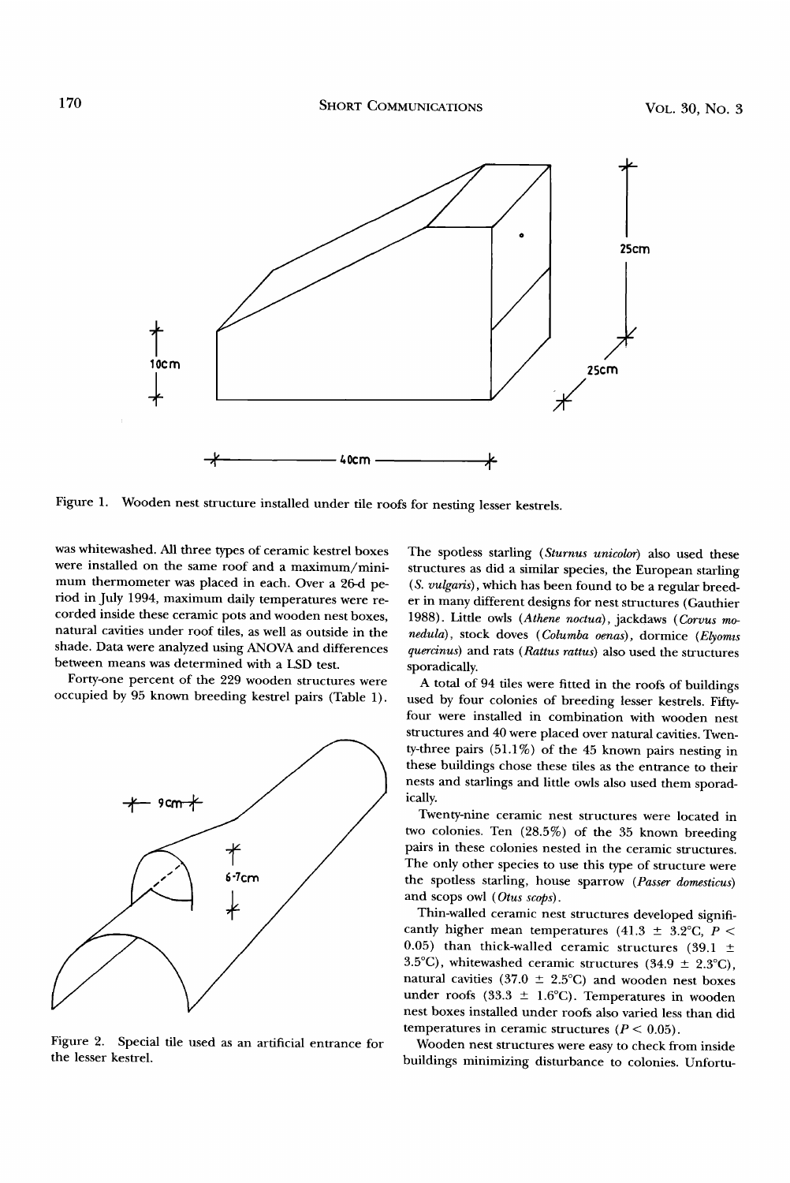Figure 1. Wooden nest structure installed under tile roofs for nesting lesser kestrels.

was whitewashed. All three types of ceramic kestrel boxes were installed on the same roof and a maximum/minimum thermometer was placed in each. Over a 26-d period in July 1994, maximum daily temperatures were recorded inside these ceramic pots and wooden nest boxes, natural cavities under roof tiles, as well as outside in the shade. Data were analyzed using ANOVA and differences between means was determined with a LSD test.

Forty-one percent of the 229 wooden structures were occupied by 95 known breeding kestrel pairs (Table 1). The spotless starling (*Sturnus unicolor*) also used these structures as did a similar species, the European starling (*S. vulgaris*), which has been found to be a regular breeder in many different designs for nest structures (Gauthier 1988). Little owls (*Athene noctua*), jackdaws (*Corvus monedula*), stock doves (*Columba oenas*), dormice (*Elyomis quercinus*) and rats (*Rattus rattus*) also used the structures sporadically.

A total of 94 tiles were fitted in the roofs of buildings used by four colonies of breeding lesser kestrels. Fifty-four were installed in combination with wooden nest structures and 40 were placed over natural cavities. Twenty-three pairs (51.1%) of the 45 known pairs nesting in these buildings chose these tiles as the entrance to their nests and starlings and little owls also used them sporadically.

Figure 2. Special tile used as an artificial entrance for the lesser kestrel.

Twenty-nine ceramic nest structures were located in two colonies. Ten (28.5%) of the 35 known breeding pairs in these colonies nested in the ceramic structures. The only other species to use this type of structure were the spotless starling, house sparrow (*Passer domesticus*) and scops owl (*Otus scops*).

Thin-walled ceramic nest structures developed significantly higher mean temperatures (41.3 ± 3.2°C, $P < 0.05$) than thick-walled ceramic structures (39.1 ± 3.5°C), whitewashed ceramic structures (34.9 ± 2.3°C), natural cavities (37.0 ± 2.5°C) and wooden nest boxes under roofs (33.3 ± 1.6°C). Temperatures in wooden nest boxes installed under roofs also varied less than did temperatures in ceramic structures ($P < 0.05$).

Wooden nest structures were easy to check from inside buildings minimizing disturbance to colonies. Unfortu-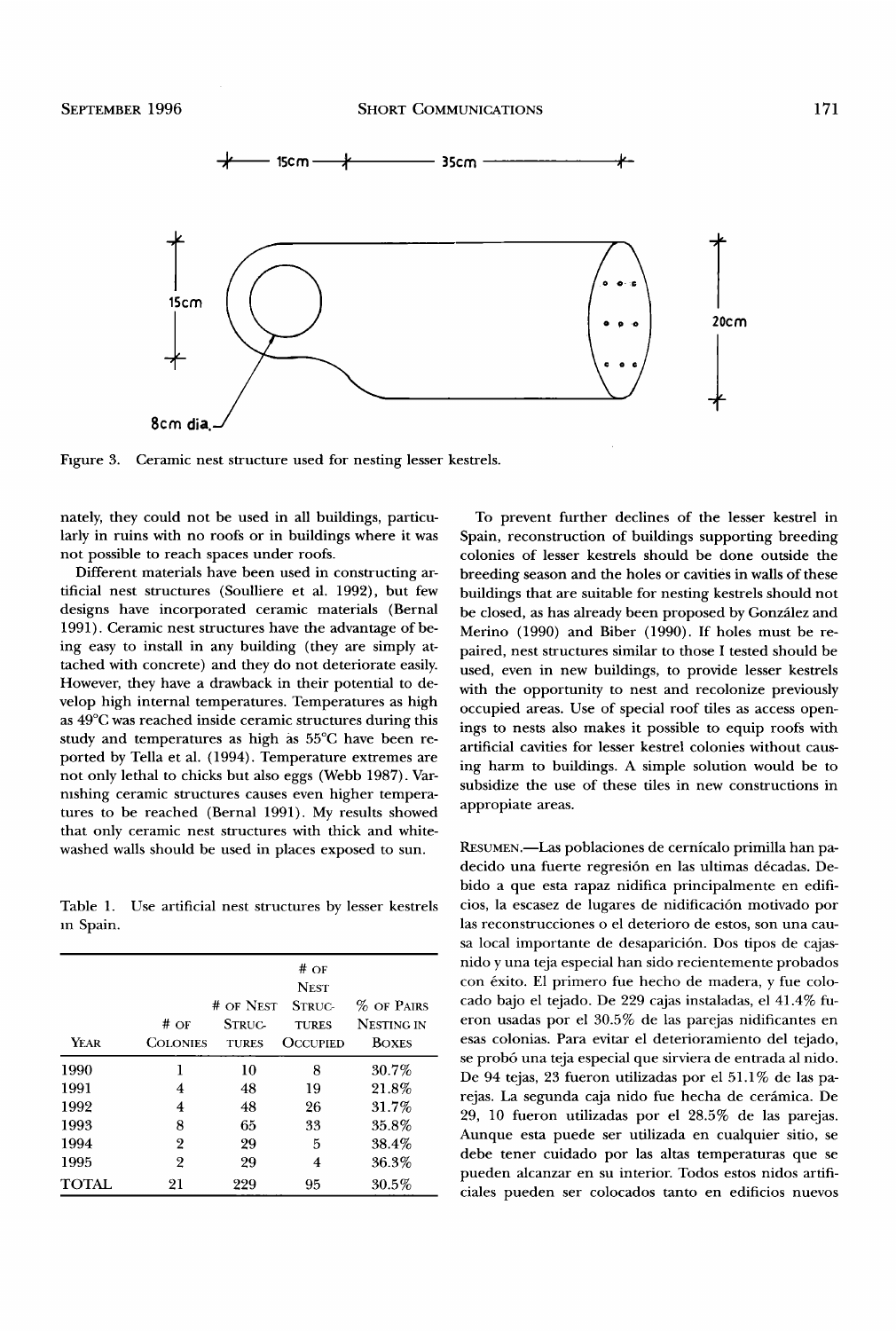Figure 3. Ceramic nest structure used for nesting lesser kestrels.

nately, they could not be used in all buildings, particularly in ruins with no roofs or in buildings where it was not possible to reach spaces under roofs.

Different materials have been used in constructing artificial nest structures (Soulliere et al. 1992), but few designs have incorporated ceramic materials (Bernal 1991). Ceramic nest structures have the advantage of being easy to install in any building (they are simply attached with concrete) and they do not deteriorate easily. However, they have a drawback in their potential to develop high internal temperatures. Temperatures as high as 49°C was reached inside ceramic structures during this study and temperatures as high as 55°C have been reported by Tella et al. (1994). Temperature extremes are not only lethal to chicks but also eggs (Webb 1987). Varnishing ceramic structures causes even higher temperatures to be reached (Bernal 1991). My results showed that only ceramic nest structures with thick and whitewashed walls should be used in places exposed to sun.

Table 1. Use artificial nest structures by lesser kestrels in Spain.

| Year | # of Colonies | # of Nest Structures | # of Nest Structures Occupied | % of Pairs Nesting in Boxes |
|---|---|---|---|---|
| 1990 | 1 | 10 | 8 | 30.7% |
| 1991 | 4 | 48 | 19 | 21.8% |
| 1992 | 4 | 48 | 26 | 31.7% |
| 1993 | 8 | 65 | 33 | 35.8% |
| 1994 | 2 | 29 | 5 | 38.4% |
| 1995 | 2 | 29 | 4 | 36.3% |
| TOTAL | 21 | 229 | 95 | 30.5% |

To prevent further declines of the lesser kestrel in Spain, reconstruction of buildings supporting breeding colonies of lesser kestrels should be done outside the breeding season and the holes or cavities in walls of these buildings that are suitable for nesting kestrels should not be closed, as has already been proposed by González and Merino (1990) and Biber (1990). If holes must be repaired, nest structures similar to those I tested should be used, even in new buildings, to provide lesser kestrels with the opportunity to nest and recolonize previously occupied areas. Use of special roof tiles as access openings to nests also makes it possible to equip roofs with artificial cavities for lesser kestrel colonies without causing harm to buildings. A simple solution would be to subsidize the use of these tiles in new constructions in appropiate areas.

Resumen.—Las poblaciones de cernícalo primilla han padecido una fuerte regresión en las ultimas décadas. Debido a que esta rapaz nidifica principalmente en edificios, la escasez de lugares de nidificación motivado por las reconstrucciones o el deterioro de estos, son una causa local importante de desaparición. Dos tipos de cajas-nido y una teja especial han sido recientemente probados con éxito. El primero fue hecho de madera, y fue colocado bajo el tejado. De 229 cajas instaladas, el 41.4% fueron usadas por el 30.5% de las parejas nidificantes en esas colonias. Para evitar el deterioramiento del tejado, se probó una teja especial que sirviera de entrada al nido. De 94 tejas, 23 fueron utilizadas por el 51.1% de las parejas. La segunda caja nido fue hecha de cerámica. De 29, 10 fueron utilizadas por el 28.5% de las parejas. Aunque esta puede ser utilizada en cualquier sitio, se debe tener cuidado por las altas temperaturas que se pueden alcanzar en su interior. Todos estos nidos artificiales pueden ser colocados tanto en edificios nuevos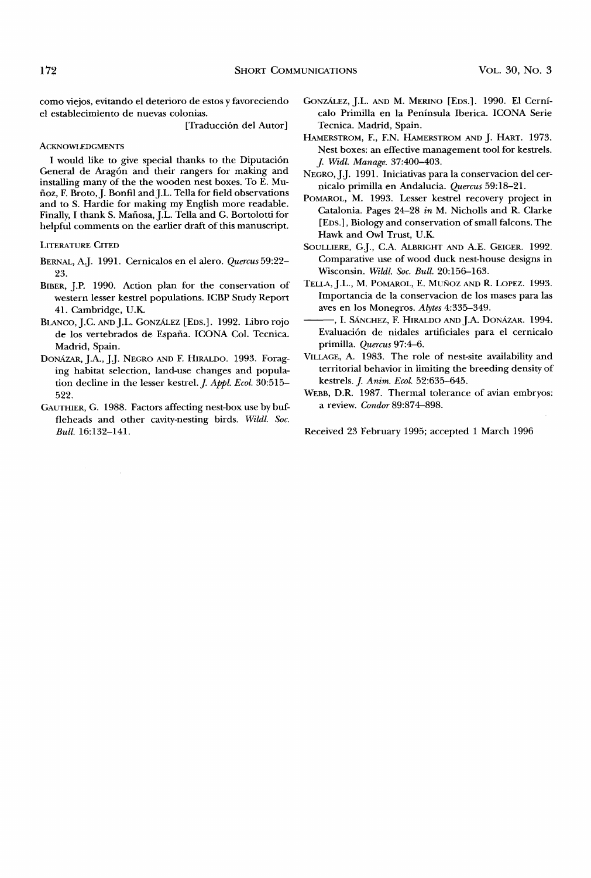como viejos, evitando el deterioro de estos y favoreciendo el establecimiento de nuevas colonias.

[Traducción del Autor]

## Acknowledgments

I would like to give special thanks to the Diputación General de Aragón and their rangers for making and installing many of the the wooden nest boxes. To E. Muñoz, F. Broto, J. Bonfil and J.L. Tella for field observations and to S. Hardie for making my English more readable. Finally, I thank S. Mañosa, J.L. Tella and G. Bortolotti for helpful comments on the earlier draft of this manuscript.

## Literature Cited

Bernal, A.J. 1991. Cernicalos en el alero. *Quercus* 59:22–23.

Biber, J.P. 1990. Action plan for the conservation of western lesser kestrel populations. ICBP Study Report 41. Cambridge, U.K.

Blanco, J.C. and J.L. González [Eds.]. 1992. Libro rojo de los vertebrados de España. ICONA Col. Tecnica. Madrid, Spain.

Donázar, J.A., J.J. Negro and F. Hiraldo. 1993. Foraging habitat selection, land-use changes and population decline in the lesser kestrel. *J. Appl. Ecol.* 30:515–522.

Gauthier, G. 1988. Factors affecting nest-box use by buffleheads and other cavity-nesting birds. *Wildl. Soc. Bull.* 16:132–141.

González, J.L. and M. Merino [Eds.]. 1990. El Cernícalo Primilla en la Península Iberica. ICONA Serie Tecnica. Madrid, Spain.

Hamerstrom, F., F.N. Hamerstrom and J. Hart. 1973. Nest boxes: an effective management tool for kestrels. *J. Widl. Manage.* 37:400–403.

Negro, J.J. 1991. Iniciativas para la conservacion del cernicalo primilla en Andalucia. *Quercus* 59:18–21.

Pomarol, M. 1993. Lesser kestrel recovery project in Catalonia. Pages 24–28 *in* M. Nicholls and R. Clarke [Eds.], Biology and conservation of small falcons. The Hawk and Owl Trust, U.K.

Soulliere, G.J., C.A. Albright and A.E. Geiger. 1992. Comparative use of wood duck nest-house designs in Wisconsin. *Wildl. Soc. Bull.* 20:156–163.

Tella, J.L., M. Pomarol, E. Muñoz and R. Lopez. 1993. Importancia de la conservacion de los mases para las aves en los Monegros. *Alytes* 4:335–349.

———, I. Sánchez, F. Hiraldo and J.A. Donázar. 1994. Evaluación de nidales artificiales para el cernicalo primilla. *Quercus* 97:4–6.

Village, A. 1983. The role of nest-site availability and territorial behavior in limiting the breeding density of kestrels. *J. Anim. Ecol.* 52:635–645.

Webb, D.R. 1987. Thermal tolerance of avian embryos: a review. *Condor* 89:874–898.

Received 23 February 1995; accepted 1 March 1996